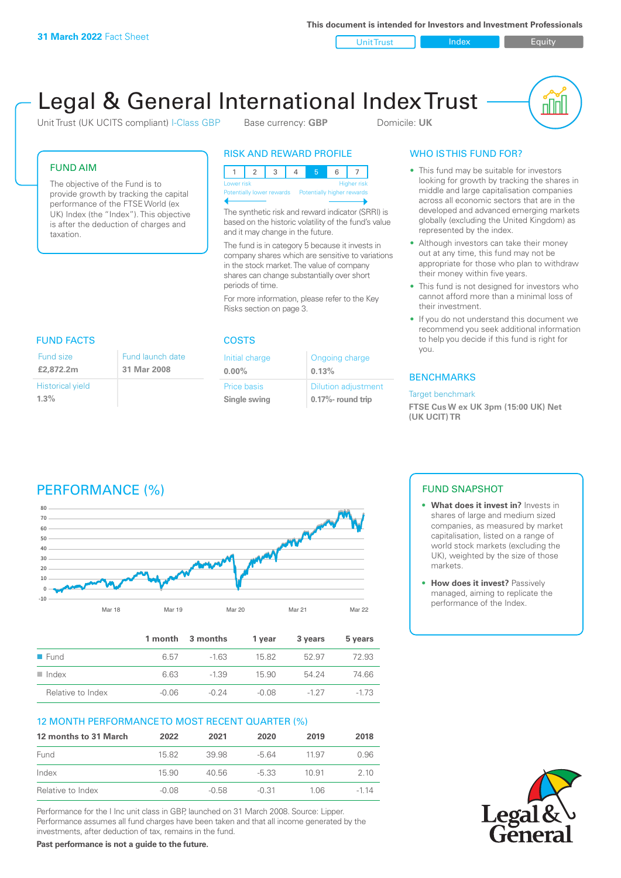**31 March 2022** Fact Sheet

This document is intended for Investors and Investment Professionals

Unit Trust | Index | Equity

# Legal & General International Index Trust

Unit Trust (UK UCITS compliant) I-Class GBP    Base currency: **GBP**    Domicile: **UK**

## FUND AIM

The objective of the Fund is to provide growth by tracking the capital performance of the FTSE World (ex UK) Index (the "Index"). This objective is after the deduction of charges and taxation.

## RISK AND REWARD PROFILE

| 1 | 2 | 3 | 4 | **5** | 6 | 7 |
|---|---|---|---|---|---|---|

Lower risk — Higher risk
Potentially lower rewards — Potentially higher rewards

The synthetic risk and reward indicator (SRRI) is based on the historic volatility of the fund's value and it may change in the future.

The fund is in category 5 because it invests in company shares which are sensitive to variations in the stock market. The value of company shares can change substantially over short periods of time.

For more information, please refer to the Key Risks section on page 3.

## WHO IS THIS FUND FOR?

- This fund may be suitable for investors looking for growth by tracking the shares in middle and large capitalisation companies across all economic sectors that are in the developed and advanced emerging markets globally (excluding the United Kingdom) as represented by the index.
- Although investors can take their money out at any time, this fund may not be appropriate for those who plan to withdraw their money within five years.
- This fund is not designed for investors who cannot afford more than a minimal loss of their investment.
- If you do not understand this document we recommend you seek additional information to help you decide if this fund is right for you.

## FUND FACTS

| Fund size | Fund launch date |
|---|---|
| **£2,872.2m** | **31 Mar 2008** |
| Historical yield | |
| **1.3%** | |

## COSTS

| Initial charge | Ongoing charge |
|---|---|
| **0.00%** | **0.13%** |
| Price basis | Dilution adjustment |
| **Single swing** | **0.17%- round trip** |

## BENCHMARKS

Target benchmark

**FTSE Cus W ex UK 3pm (15:00 UK) Net (UK UCIT) TR**

## PERFORMANCE (%)

| | 1 month | 3 months | 1 year | 3 years | 5 years |
|---|---|---|---|---|---|
| Fund | 6.57 | -1.63 | 15.82 | 52.97 | 72.93 |
| Index | 6.63 | -1.39 | 15.90 | 54.24 | 74.66 |
| Relative to Index | -0.06 | -0.24 | -0.08 | -1.27 | -1.73 |

## FUND SNAPSHOT

- **What does it invest in?** Invests in shares of large and medium sized companies, as measured by market capitalisation, listed on a range of world stock markets (excluding the UK), weighted by the size of those markets.
- **How does it invest?** Passively managed, aiming to replicate the performance of the Index.

## 12 MONTH PERFORMANCE TO MOST RECENT QUARTER (%)

| 12 months to 31 March | 2022 | 2021 | 2020 | 2019 | 2018 |
|---|---|---|---|---|---|
| Fund | 15.82 | 39.98 | -5.64 | 11.97 | 0.96 |
| Index | 15.90 | 40.56 | -5.33 | 10.91 | 2.10 |
| Relative to Index | -0.08 | -0.58 | -0.31 | 1.06 | -1.14 |

Performance for the I Inc unit class in GBP, launched on 31 March 2008. Source: Lipper. Performance assumes all fund charges have been taken and that all income generated by the investments, after deduction of tax, remains in the fund.

**Past performance is not a guide to the future.**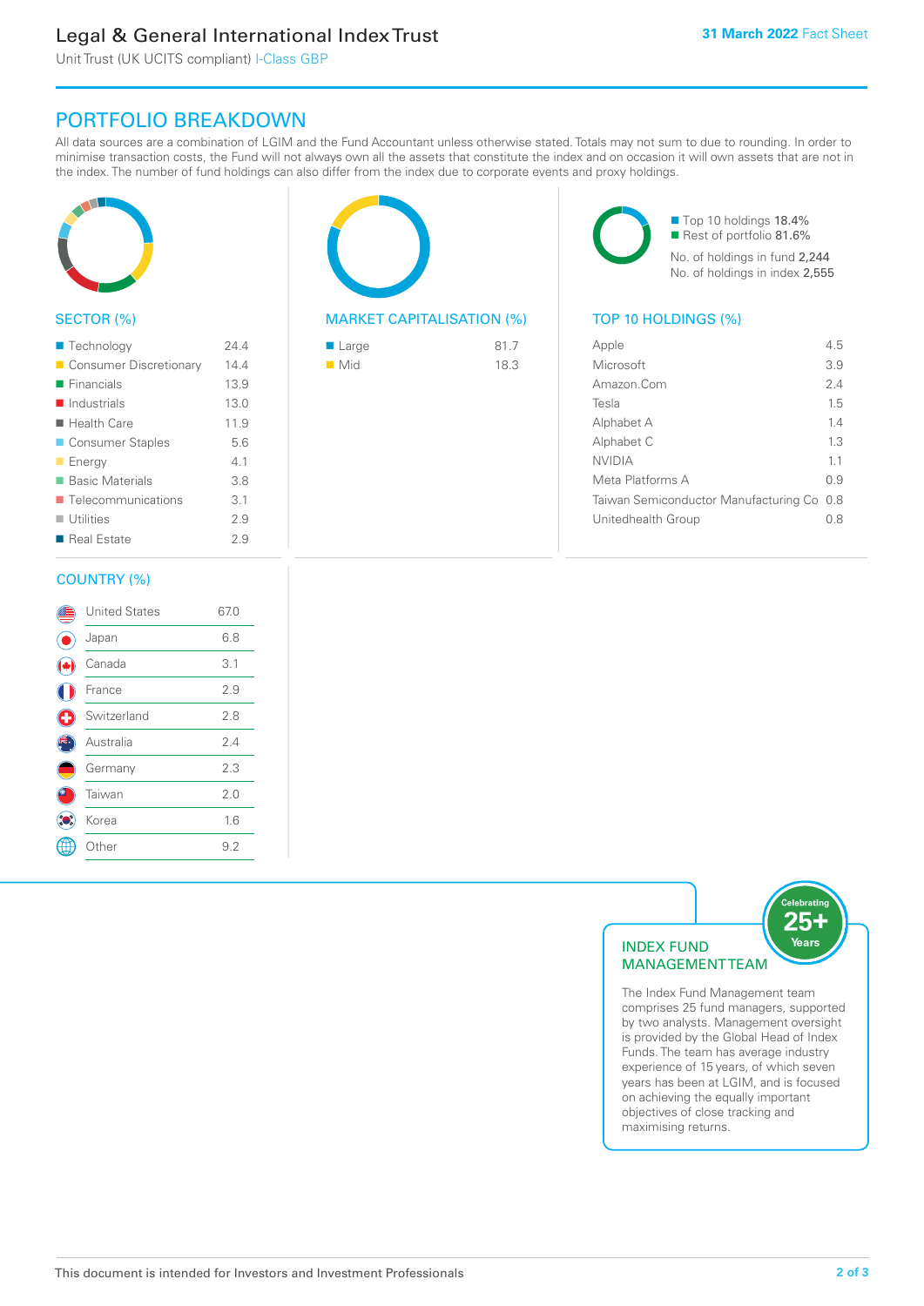# Legal & General International Index Trust

Unit Trust (UK UCITS compliant) I-Class GBP

**31 March 2022** Fact Sheet

## PORTFOLIO BREAKDOWN

All data sources are a combination of LGIM and the Fund Accountant unless otherwise stated. Totals may not sum to due to rounding. In order to minimise transaction costs, the Fund will not always own all the assets that constitute the index and on occasion it will own assets that are not in the index. The number of fund holdings can also differ from the index due to corporate events and proxy holdings.

### SECTOR (%)

| Sector | % |
|---|---|
| Technology | 24.4 |
| Consumer Discretionary | 14.4 |
| Financials | 13.9 |
| Industrials | 13.0 |
| Health Care | 11.9 |
| Consumer Staples | 5.6 |
| Energy | 4.1 |
| Basic Materials | 3.8 |
| Telecommunications | 3.1 |
| Utilities | 2.9 |
| Real Estate | 2.9 |

### MARKET CAPITALISATION (%)

| Market Cap | % |
|---|---|
| Large | 81.7 |
| Mid | 18.3 |

- Top 10 holdings 18.4%
- Rest of portfolio 81.6%

No. of holdings in fund 2,244

No. of holdings in index 2,555

### TOP 10 HOLDINGS (%)

| Holding | % |
|---|---|
| Apple | 4.5 |
| Microsoft | 3.9 |
| Amazon.Com | 2.4 |
| Tesla | 1.5 |
| Alphabet A | 1.4 |
| Alphabet C | 1.3 |
| NVIDIA | 1.1 |
| Meta Platforms A | 0.9 |
| Taiwan Semiconductor Manufacturing Co | 0.8 |
| Unitedhealth Group | 0.8 |

### COUNTRY (%)

| Country | % |
|---|---|
| United States | 67.0 |
| Japan | 6.8 |
| Canada | 3.1 |
| France | 2.9 |
| Switzerland | 2.8 |
| Australia | 2.4 |
| Germany | 2.3 |
| Taiwan | 2.0 |
| Korea | 1.6 |
| Other | 9.2 |

### INDEX FUND MANAGEMENT TEAM

Celebrating 25+ Years

The Index Fund Management team comprises 25 fund managers, supported by two analysts. Management oversight is provided by the Global Head of Index Funds. The team has average industry experience of 15 years, of which seven years has been at LGIM, and is focused on achieving the equally important objectives of close tracking and maximising returns.

This document is intended for Investors and Investment Professionals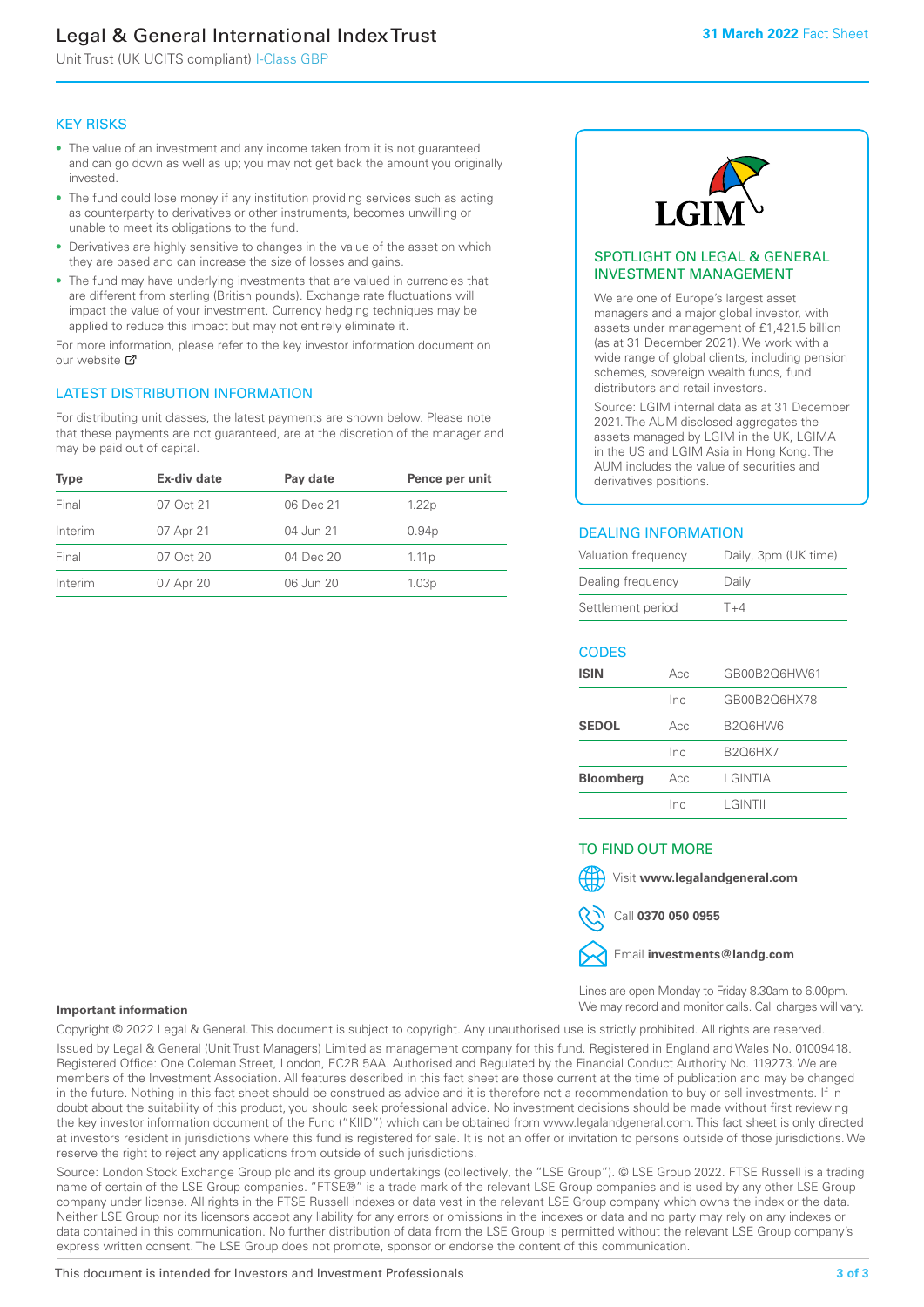## KEY RISKS

- The value of an investment and any income taken from it is not guaranteed and can go down as well as up; you may not get back the amount you originally invested.
- The fund could lose money if any institution providing services such as acting as counterparty to derivatives or other instruments, becomes unwilling or unable to meet its obligations to the fund.
- Derivatives are highly sensitive to changes in the value of the asset on which they are based and can increase the size of losses and gains.
- The fund may have underlying investments that are valued in currencies that are different from sterling (British pounds). Exchange rate fluctuations will impact the value of your investment. Currency hedging techniques may be applied to reduce this impact but may not entirely eliminate it.

For more information, please refer to the key investor information document on our website

## LATEST DISTRIBUTION INFORMATION

For distributing unit classes, the latest payments are shown below. Please note that these payments are not guaranteed, are at the discretion of the manager and may be paid out of capital.

| Type | Ex-div date | Pay date | Pence per unit |
|---|---|---|---|
| Final | 07 Oct 21 | 06 Dec 21 | 1.22p |
| Interim | 07 Apr 21 | 04 Jun 21 | 0.94p |
| Final | 07 Oct 20 | 04 Dec 20 | 1.11p |
| Interim | 07 Apr 20 | 06 Jun 20 | 1.03p |

## SPOTLIGHT ON LEGAL & GENERAL INVESTMENT MANAGEMENT

We are one of Europe's largest asset managers and a major global investor, with assets under management of £1,421.5 billion (as at 31 December 2021). We work with a wide range of global clients, including pension schemes, sovereign wealth funds, fund distributors and retail investors.

Source: LGIM internal data as at 31 December 2021. The AUM disclosed aggregates the assets managed by LGIM in the UK, LGIMA in the US and LGIM Asia in Hong Kong. The AUM includes the value of securities and derivatives positions.

## DEALING INFORMATION

| | |
|---|---|
| Valuation frequency | Daily, 3pm (UK time) |
| Dealing frequency | Daily |
| Settlement period | T+4 |

## CODES

| | | |
|---|---|---|
| **ISIN** | I Acc | GB00B2Q6HW61 |
| | I Inc | GB00B2Q6HX78 |
| **SEDOL** | I Acc | B2Q6HW6 |
| | I Inc | B2Q6HX7 |
| **Bloomberg** | I Acc | LGINTIA |
| | I Inc | LGINTII |

## TO FIND OUT MORE

Visit **www.legalandgeneral.com**

Call **0370 050 0955**

Email **investments@landg.com**

Lines are open Monday to Friday 8.30am to 6.00pm. We may record and monitor calls. Call charges will vary.

**Important information**

Copyright © 2022 Legal & General. This document is subject to copyright. Any unauthorised use is strictly prohibited. All rights are reserved.

Issued by Legal & General (Unit Trust Managers) Limited as management company for this fund. Registered in England and Wales No. 01009418. Registered Office: One Coleman Street, London, EC2R 5AA. Authorised and Regulated by the Financial Conduct Authority No. 119273. We are members of the Investment Association. All features described in this fact sheet are those current at the time of publication and may be changed in the future. Nothing in this fact sheet should be construed as advice and it is therefore not a recommendation to buy or sell investments. If in doubt about the suitability of this product, you should seek professional advice. No investment decisions should be made without first reviewing the key investor information document of the Fund ("KIID") which can be obtained from www.legalandgeneral.com. This fact sheet is only directed at investors resident in jurisdictions where this fund is registered for sale. It is not an offer or invitation to persons outside of those jurisdictions. We reserve the right to reject any applications from outside of such jurisdictions.

Source: London Stock Exchange Group plc and its group undertakings (collectively, the "LSE Group"). © LSE Group 2022. FTSE Russell is a trading name of certain of the LSE Group companies. "FTSE®" is a trade mark of the relevant LSE Group companies and is used by any other LSE Group company under license. All rights in the FTSE Russell indexes or data vest in the relevant LSE Group company which owns the index or the data. Neither LSE Group nor its licensors accept any liability for any errors or omissions in the indexes or data and no party may rely on any indexes or data contained in this communication. No further distribution of data from the LSE Group is permitted without the relevant LSE Group company's express written consent. The LSE Group does not promote, sponsor or endorse the content of this communication.

This document is intended for Investors and Investment Professionals